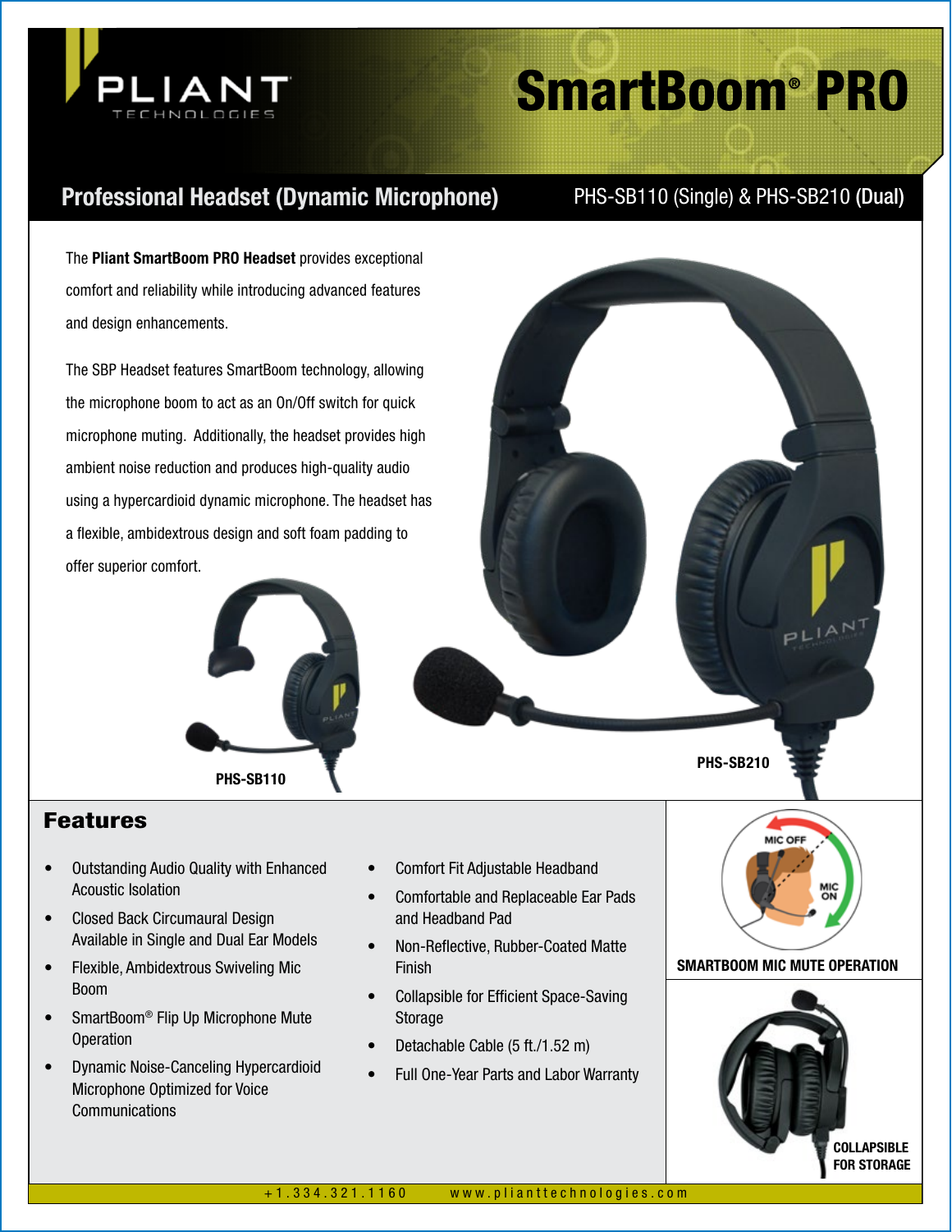# SmartBoom® PRO

## Professional Headset (Dynamic Microphone)

PHS-SB110 (Single) & PHS-SB210 (Dual)

The **Pliant SmartBoom PRO Headset** provides exceptional comfort and reliability while introducing advanced features and design enhancements.

The SBP Headset features SmartBoom technology, allowing the microphone boom to act as an On/Off switch for quick microphone muting. Additionally, the headset provides high ambient noise reduction and produces high-quality audio using a hypercardioid dynamic microphone. The headset has a flexible, ambidextrous design and soft foam padding to offer superior comfort.

**PHS-SB110**

**PHS-SB210**

## Features

- Outstanding Audio Quality with Enhanced Acoustic Isolation
- Closed Back Circumaural Design Available in Single and Dual Ear Models
- Flexible, Ambidextrous Swiveling Mic Boom
- SmartBoom® Flip Up Microphone Mute Operation
- Dynamic Noise-Canceling Hypercardioid Microphone Optimized for Voice Communications
- Comfort Fit Adjustable Headband
- Comfortable and Replaceable Ear Pads and Headband Pad
- Non-Reflective, Rubber-Coated Matte Finish
- Collapsible for Efficient Space-Saving Storage
- Detachable Cable (5 ft./1.52 m)
- Full One-Year Parts and Labor Warranty

**SMARTBOOM MIC MUTE OPERATION**

**COLLAPSIBLE FOR STORAGE**

+1.334.321.1160 www.plianttechnologies.com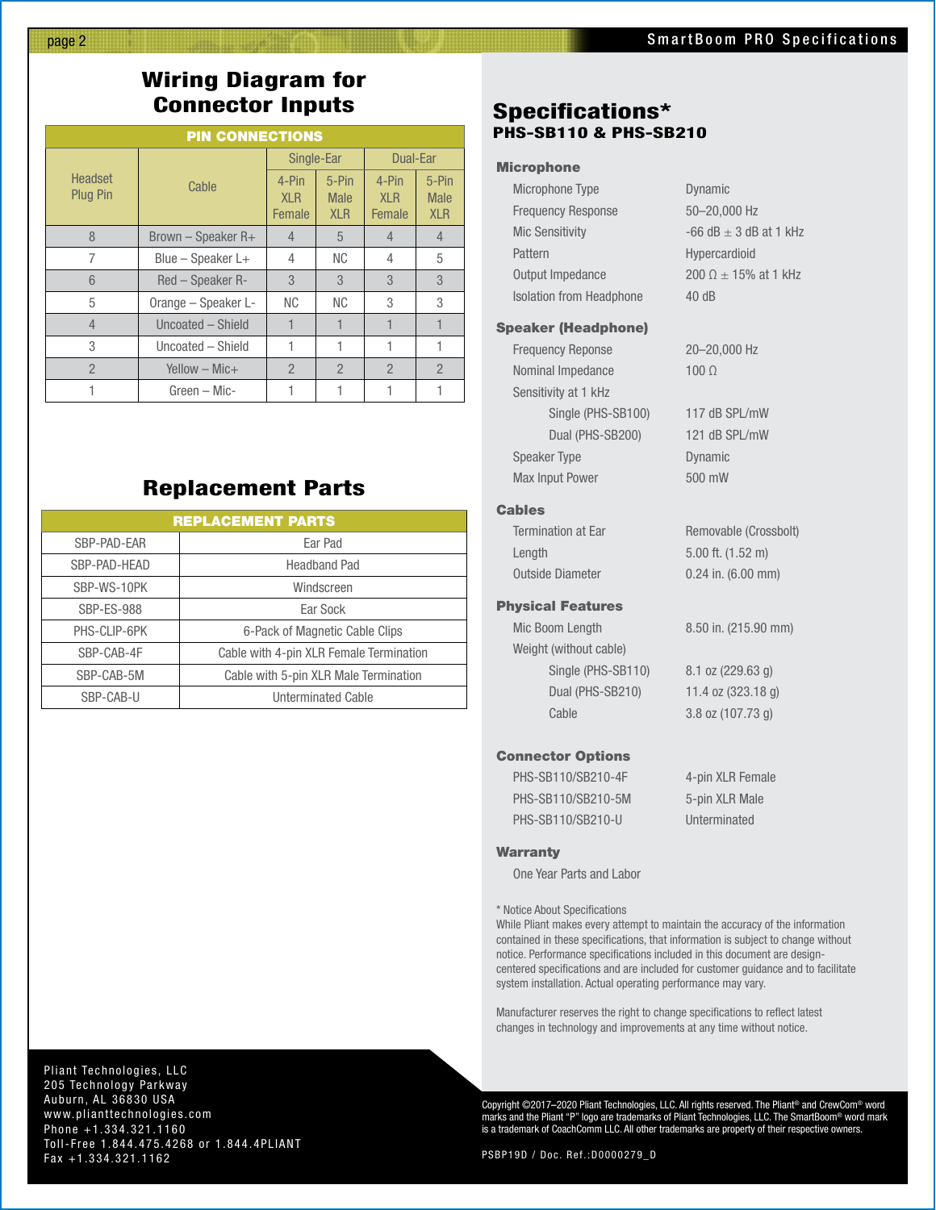# Wiring Diagram for Connector Inputs

| PIN CONNECTIONS | | | | | |
|---|---|---|---|---|---|
| Headset Plug Pin | Cable | Single-Ear | | Dual-Ear | |
| | | 4-Pin XLR Female | 5-Pin Male XLR | 4-Pin XLR Female | 5-Pin Male XLR |
| 8 | Brown – Speaker R+ | 4 | 5 | 4 | 4 |
| 7 | Blue – Speaker L+ | 4 | NC | 4 | 5 |
| 6 | Red – Speaker R- | 3 | 3 | 3 | 3 |
| 5 | Orange – Speaker L- | NC | NC | 3 | 3 |
| 4 | Uncoated – Shield | 1 | 1 | 1 | 1 |
| 3 | Uncoated – Shield | 1 | 1 | 1 | 1 |
| 2 | Yellow – Mic+ | 2 | 2 | 2 | 2 |
| 1 | Green – Mic- | 1 | 1 | 1 | 1 |

# Replacement Parts

| REPLACEMENT PARTS | |
|---|---|
| SBP-PAD-EAR | Ear Pad |
| SBP-PAD-HEAD | Headband Pad |
| SBP-WS-10PK | Windscreen |
| SBP-ES-988 | Ear Sock |
| PHS-CLIP-6PK | 6-Pack of Magnetic Cable Clips |
| SBP-CAB-4F | Cable with 4-pin XLR Female Termination |
| SBP-CAB-5M | Cable with 5-pin XLR Male Termination |
| SBP-CAB-U | Unterminated Cable |

# Specifications*

## PHS-SB110 & PHS-SB210

### Microphone

| | |
|---|---|
| Microphone Type | Dynamic |
| Frequency Response | 50–20,000 Hz |
| Mic Sensitivity | -66 dB ± 3 dB at 1 kHz |
| Pattern | Hypercardioid |
| Output Impedance | 200 Ω ± 15% at 1 kHz |
| Isolation from Headphone | 40 dB |

### Speaker (Headphone)

| | |
|---|---|
| Frequency Reponse | 20–20,000 Hz |
| Nominal Impedance | 100 Ω |
| Sensitivity at 1 kHz | |
| Single (PHS-SB100) | 117 dB SPL/mW |
| Dual (PHS-SB200) | 121 dB SPL/mW |
| Speaker Type | Dynamic |
| Max Input Power | 500 mW |

### Cables

| | |
|---|---|
| Termination at Ear | Removable (Crossbolt) |
| Length | 5.00 ft. (1.52 m) |
| Outside Diameter | 0.24 in. (6.00 mm) |

### Physical Features

| | |
|---|---|
| Mic Boom Length | 8.50 in. (215.90 mm) |
| Weight (without cable) | |
| Single (PHS-SB110) | 8.1 oz (229.63 g) |
| Dual (PHS-SB210) | 11.4 oz (323.18 g) |
| Cable | 3.8 oz (107.73 g) |

### Connector Options

| | |
|---|---|
| PHS-SB110/SB210-4F | 4-pin XLR Female |
| PHS-SB110/SB210-5M | 5-pin XLR Male |
| PHS-SB110/SB210-U | Unterminated |

### Warranty

One Year Parts and Labor

* Notice About Specifications
While Pliant makes every attempt to maintain the accuracy of the information contained in these specifications, that information is subject to change without notice. Performance specifications included in this document are design-centered specifications and are included for customer guidance and to facilitate system installation. Actual operating performance may vary.

Manufacturer reserves the right to change specifications to reflect latest changes in technology and improvements at any time without notice.

Pliant Technologies, LLC
205 Technology Parkway
Auburn, AL 36830 USA
www.plianttechnologies.com
Phone +1.334.321.1160
Toll-Free 1.844.475.4268 or 1.844.4PLIANT
Fax +1.334.321.1162

Copyright ©2017–2020 Pliant Technologies, LLC. All rights reserved. The Pliant® and CrewCom® word marks and the Pliant "P" logo are trademarks of Pliant Technologies, LLC. The SmartBoom® word mark is a trademark of CoachComm LLC. All other trademarks are property of their respective owners.

PSBP19D / Doc. Ref.:D0000279_D